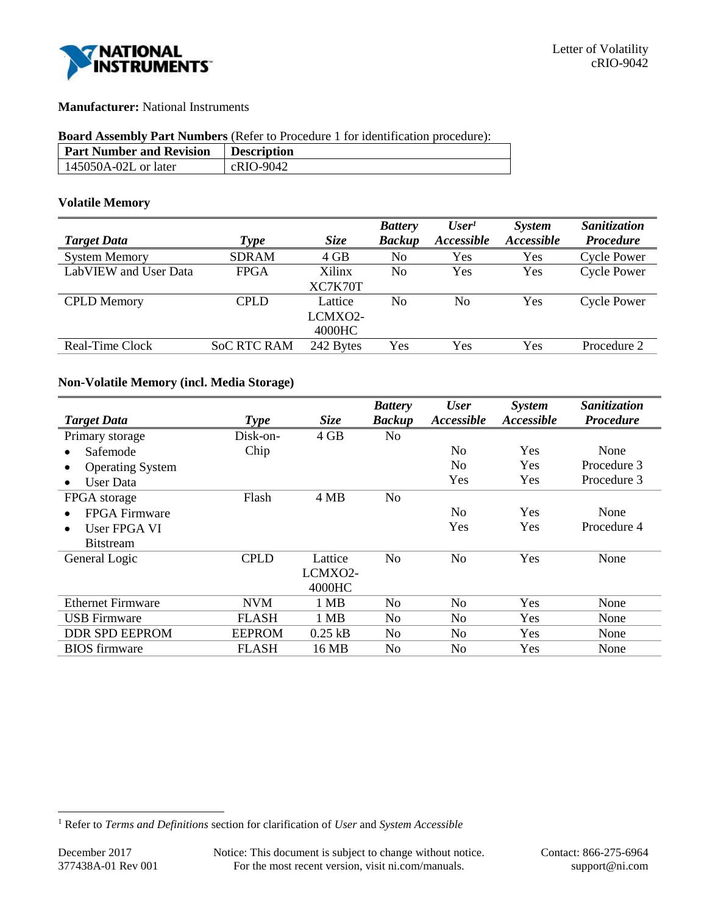Letter of Volatility
cRIO-9042

**Manufacturer:** National Instruments

**Board Assembly Part Numbers** (Refer to Procedure 1 for identification procedure):

| Part Number and Revision | Description |
|---|---|
| 145050A-02L or later | cRIO-9042 |

### Volatile Memory

| *Target Data* | *Type* | *Size* | *Battery Backup* | *User[1] Accessible* | *System Accessible* | *Sanitization Procedure* |
|---|---|---|---|---|---|---|
| System Memory | SDRAM | 4 GB | No | Yes | Yes | Cycle Power |
| LabVIEW and User Data | FPGA | Xilinx XC7K70T | No | Yes | Yes | Cycle Power |
| CPLD Memory | CPLD | Lattice LCMXO2-4000HC | No | No | Yes | Cycle Power |
| Real-Time Clock | SoC RTC RAM | 242 Bytes | Yes | Yes | Yes | Procedure 2 |

### Non-Volatile Memory (incl. Media Storage)

| *Target Data* | *Type* | *Size* | *Battery Backup* | *User Accessible* | *System Accessible* | *Sanitization Procedure* |
|---|---|---|---|---|---|---|
| Primary storage | Disk-on-Chip | 4 GB | No | | | |
| • Safemode | | | | No | Yes | None |
| • Operating System | | | | No | Yes | Procedure 3 |
| • User Data | | | | Yes | Yes | Procedure 3 |
| FPGA storage | Flash | 4 MB | No | | | |
| • FPGA Firmware | | | | No | Yes | None |
| • User FPGA VI Bitstream | | | | Yes | Yes | Procedure 4 |
| General Logic | CPLD | Lattice LCMXO2-4000HC | No | No | Yes | None |
| Ethernet Firmware | NVM | 1 MB | No | No | Yes | None |
| USB Firmware | FLASH | 1 MB | No | No | Yes | None |
| DDR SPD EEPROM | EEPROM | 0.25 kB | No | No | Yes | None |
| BIOS firmware | FLASH | 16 MB | No | No | Yes | None |

[1] Refer to *Terms and Definitions* section for clarification of *User* and *System Accessible*

December 2017
377438A-01 Rev 001

Notice: This document is subject to change without notice.
For the most recent version, visit ni.com/manuals.

Contact: 866-275-6964
support@ni.com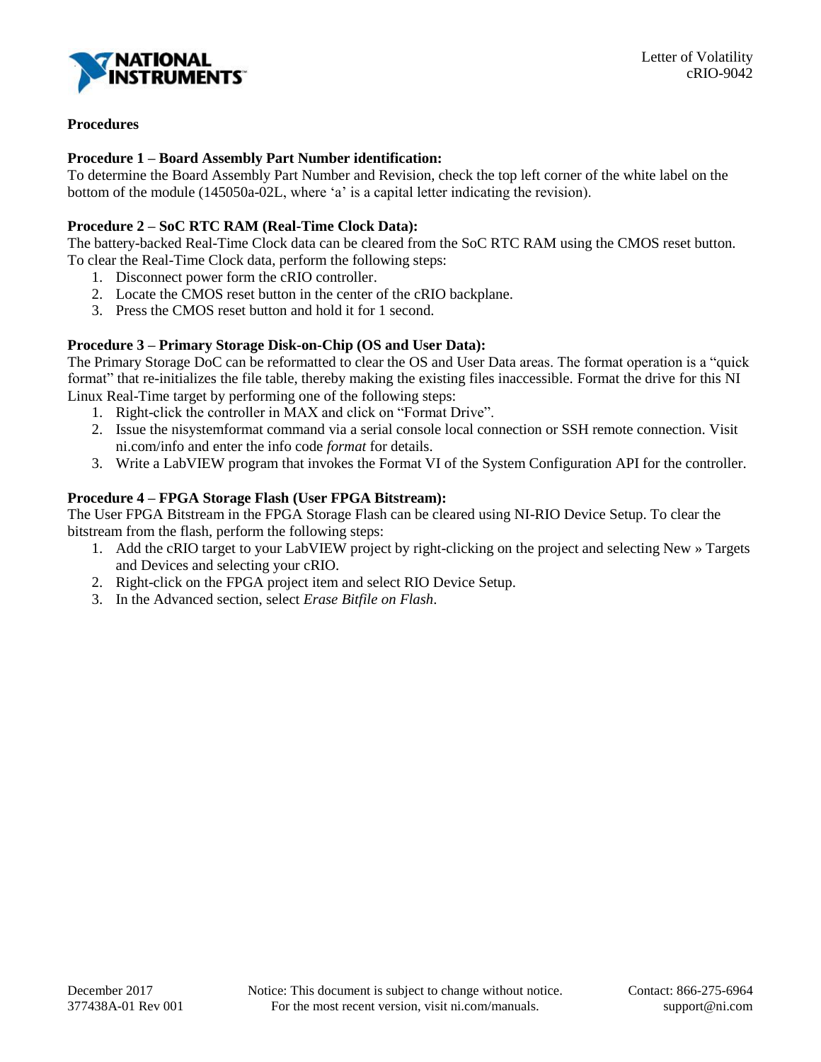**Procedures**

**Procedure 1 – Board Assembly Part Number identification:**
To determine the Board Assembly Part Number and Revision, check the top left corner of the white label on the bottom of the module (145050a-02L, where 'a' is a capital letter indicating the revision).

**Procedure 2 – SoC RTC RAM (Real-Time Clock Data):**
The battery-backed Real-Time Clock data can be cleared from the SoC RTC RAM using the CMOS reset button. To clear the Real-Time Clock data, perform the following steps:

1. Disconnect power form the cRIO controller.
2. Locate the CMOS reset button in the center of the cRIO backplane.
3. Press the CMOS reset button and hold it for 1 second.

**Procedure 3 – Primary Storage Disk-on-Chip (OS and User Data):**
The Primary Storage DoC can be reformatted to clear the OS and User Data areas. The format operation is a "quick format" that re-initializes the file table, thereby making the existing files inaccessible. Format the drive for this NI Linux Real-Time target by performing one of the following steps:

1. Right-click the controller in MAX and click on "Format Drive".
2. Issue the nisystemformat command via a serial console local connection or SSH remote connection. Visit ni.com/info and enter the info code *format* for details.
3. Write a LabVIEW program that invokes the Format VI of the System Configuration API for the controller.

**Procedure 4 – FPGA Storage Flash (User FPGA Bitstream):**
The User FPGA Bitstream in the FPGA Storage Flash can be cleared using NI-RIO Device Setup. To clear the bitstream from the flash, perform the following steps:

1. Add the cRIO target to your LabVIEW project by right-clicking on the project and selecting New » Targets and Devices and selecting your cRIO.
2. Right-click on the FPGA project item and select RIO Device Setup.
3. In the Advanced section, select *Erase Bitfile on Flash*.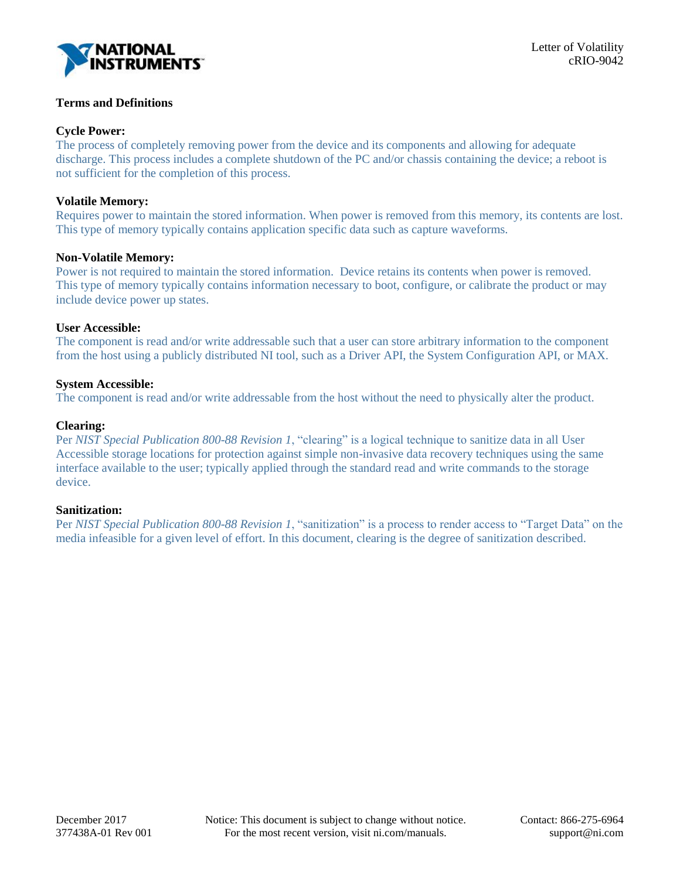**Terms and Definitions**

**Cycle Power:**
The process of completely removing power from the device and its components and allowing for adequate discharge. This process includes a complete shutdown of the PC and/or chassis containing the device; a reboot is not sufficient for the completion of this process.

**Volatile Memory:**
Requires power to maintain the stored information. When power is removed from this memory, its contents are lost. This type of memory typically contains application specific data such as capture waveforms.

**Non-Volatile Memory:**
Power is not required to maintain the stored information. Device retains its contents when power is removed. This type of memory typically contains information necessary to boot, configure, or calibrate the product or may include device power up states.

**User Accessible:**
The component is read and/or write addressable such that a user can store arbitrary information to the component from the host using a publicly distributed NI tool, such as a Driver API, the System Configuration API, or MAX.

**System Accessible:**
The component is read and/or write addressable from the host without the need to physically alter the product.

**Clearing:**
Per *NIST Special Publication 800-88 Revision 1*, "clearing" is a logical technique to sanitize data in all User Accessible storage locations for protection against simple non-invasive data recovery techniques using the same interface available to the user; typically applied through the standard read and write commands to the storage device.

**Sanitization:**
Per *NIST Special Publication 800-88 Revision 1*, "sanitization" is a process to render access to "Target Data" on the media infeasible for a given level of effort. In this document, clearing is the degree of sanitization described.